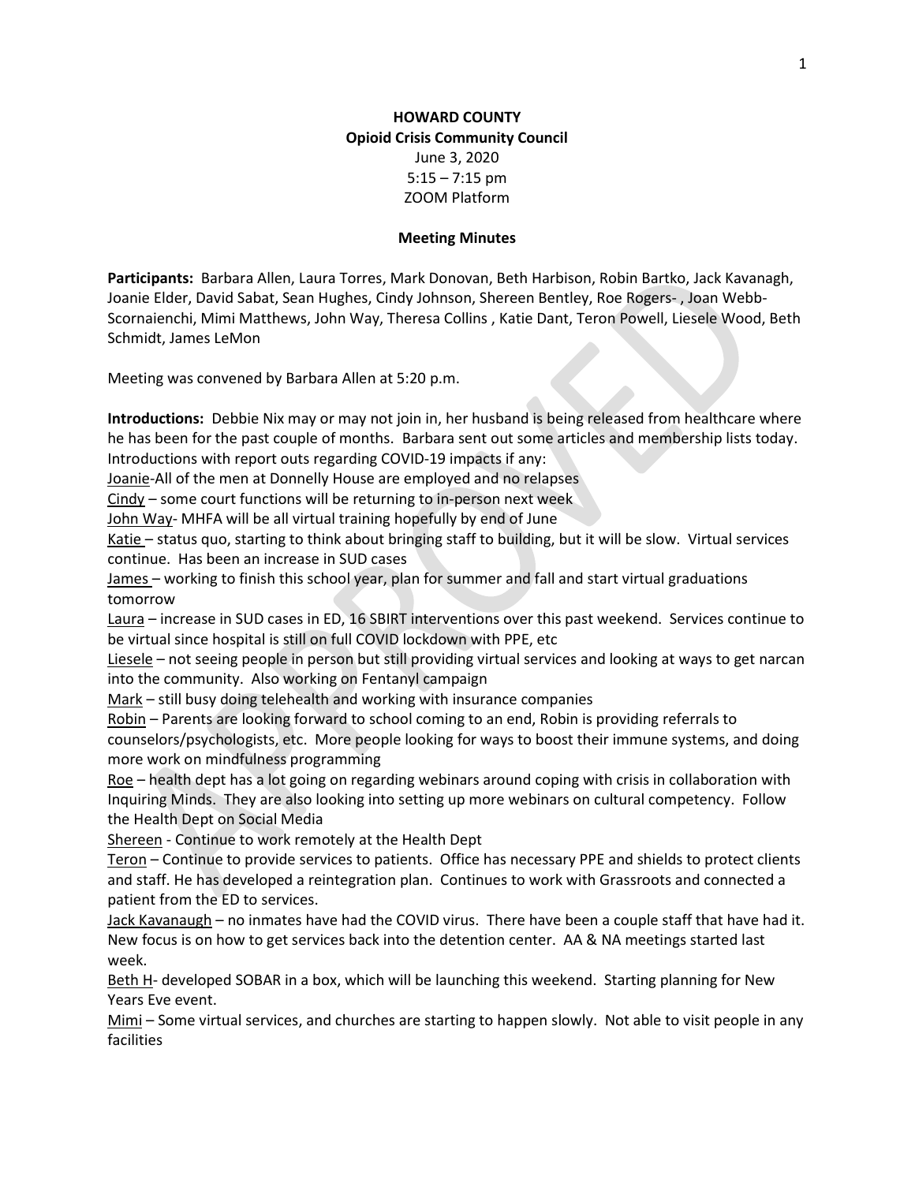**HOWARD COUNTY**
**Opioid Crisis Community Council**
June 3, 2020
5:15 – 7:15 pm
ZOOM Platform

**Meeting Minutes**

**Participants:** Barbara Allen, Laura Torres, Mark Donovan, Beth Harbison, Robin Bartko, Jack Kavanagh, Joanie Elder, David Sabat, Sean Hughes, Cindy Johnson, Shereen Bentley, Roe Rogers- , Joan Webb-Scornaienchi, Mimi Matthews, John Way, Theresa Collins , Katie Dant, Teron Powell, Liesele Wood, Beth Schmidt, James LeMon

Meeting was convened by Barbara Allen at 5:20 p.m.

**Introductions:** Debbie Nix may or may not join in, her husband is being released from healthcare where he has been for the past couple of months. Barbara sent out some articles and membership lists today. Introductions with report outs regarding COVID-19 impacts if any:

Joanie-All of the men at Donnelly House are employed and no relapses

Cindy – some court functions will be returning to in-person next week

John Way- MHFA will be all virtual training hopefully by end of June

Katie – status quo, starting to think about bringing staff to building, but it will be slow. Virtual services continue. Has been an increase in SUD cases

James – working to finish this school year, plan for summer and fall and start virtual graduations tomorrow

Laura – increase in SUD cases in ED, 16 SBIRT interventions over this past weekend. Services continue to be virtual since hospital is still on full COVID lockdown with PPE, etc

Liesele – not seeing people in person but still providing virtual services and looking at ways to get narcan into the community. Also working on Fentanyl campaign

Mark – still busy doing telehealth and working with insurance companies

Robin – Parents are looking forward to school coming to an end, Robin is providing referrals to counselors/psychologists, etc. More people looking for ways to boost their immune systems, and doing more work on mindfulness programming

Roe – health dept has a lot going on regarding webinars around coping with crisis in collaboration with Inquiring Minds. They are also looking into setting up more webinars on cultural competency. Follow the Health Dept on Social Media

Shereen - Continue to work remotely at the Health Dept

Teron – Continue to provide services to patients. Office has necessary PPE and shields to protect clients and staff. He has developed a reintegration plan. Continues to work with Grassroots and connected a patient from the ED to services.

Jack Kavanaugh – no inmates have had the COVID virus. There have been a couple staff that have had it. New focus is on how to get services back into the detention center. AA & NA meetings started last week.

Beth H- developed SOBAR in a box, which will be launching this weekend. Starting planning for New Years Eve event.

Mimi – Some virtual services, and churches are starting to happen slowly. Not able to visit people in any facilities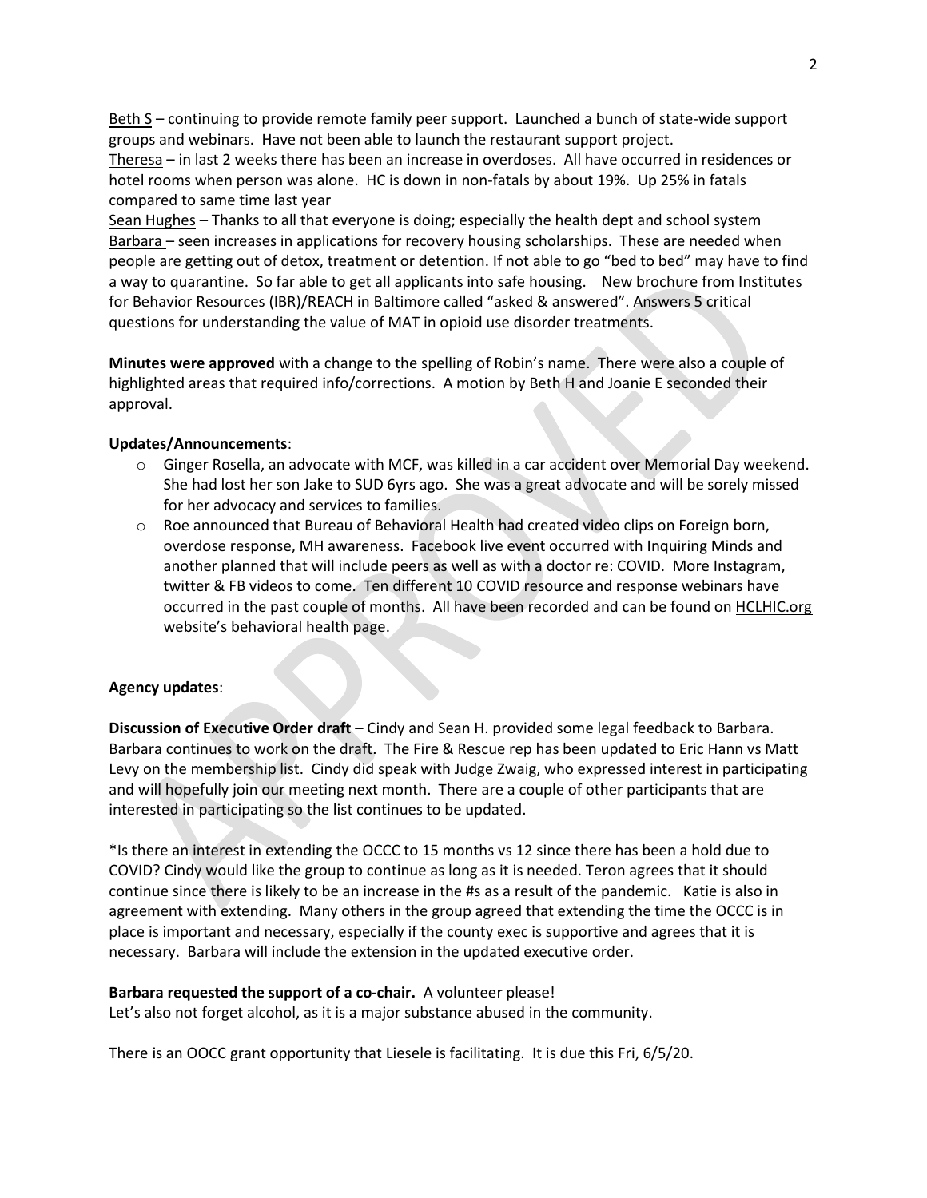Beth S – continuing to provide remote family peer support. Launched a bunch of state-wide support groups and webinars. Have not been able to launch the restaurant support project.
Theresa – in last 2 weeks there has been an increase in overdoses. All have occurred in residences or hotel rooms when person was alone. HC is down in non-fatals by about 19%. Up 25% in fatals compared to same time last year
Sean Hughes – Thanks to all that everyone is doing; especially the health dept and school system
Barbara – seen increases in applications for recovery housing scholarships. These are needed when people are getting out of detox, treatment or detention. If not able to go "bed to bed" may have to find a way to quarantine. So far able to get all applicants into safe housing. New brochure from Institutes for Behavior Resources (IBR)/REACH in Baltimore called "asked & answered". Answers 5 critical questions for understanding the value of MAT in opioid use disorder treatments.

**Minutes were approved** with a change to the spelling of Robin's name. There were also a couple of highlighted areas that required info/corrections. A motion by Beth H and Joanie E seconded their approval.

**Updates/Announcements**:

- Ginger Rosella, an advocate with MCF, was killed in a car accident over Memorial Day weekend. She had lost her son Jake to SUD 6yrs ago. She was a great advocate and will be sorely missed for her advocacy and services to families.
- Roe announced that Bureau of Behavioral Health had created video clips on Foreign born, overdose response, MH awareness. Facebook live event occurred with Inquiring Minds and another planned that will include peers as well as with a doctor re: COVID. More Instagram, twitter & FB videos to come. Ten different 10 COVID resource and response webinars have occurred in the past couple of months. All have been recorded and can be found on HCLHIC.org website's behavioral health page.

**Agency updates**:

**Discussion of Executive Order draft** – Cindy and Sean H. provided some legal feedback to Barbara. Barbara continues to work on the draft. The Fire & Rescue rep has been updated to Eric Hann vs Matt Levy on the membership list. Cindy did speak with Judge Zwaig, who expressed interest in participating and will hopefully join our meeting next month. There are a couple of other participants that are interested in participating so the list continues to be updated.

*Is there an interest in extending the OCCC to 15 months vs 12 since there has been a hold due to COVID? Cindy would like the group to continue as long as it is needed. Teron agrees that it should continue since there is likely to be an increase in the #s as a result of the pandemic. Katie is also in agreement with extending. Many others in the group agreed that extending the time the OCCC is in place is important and necessary, especially if the county exec is supportive and agrees that it is necessary. Barbara will include the extension in the updated executive order.

**Barbara requested the support of a co-chair.** A volunteer please!
Let's also not forget alcohol, as it is a major substance abused in the community.

There is an OOCC grant opportunity that Liesele is facilitating. It is due this Fri, 6/5/20.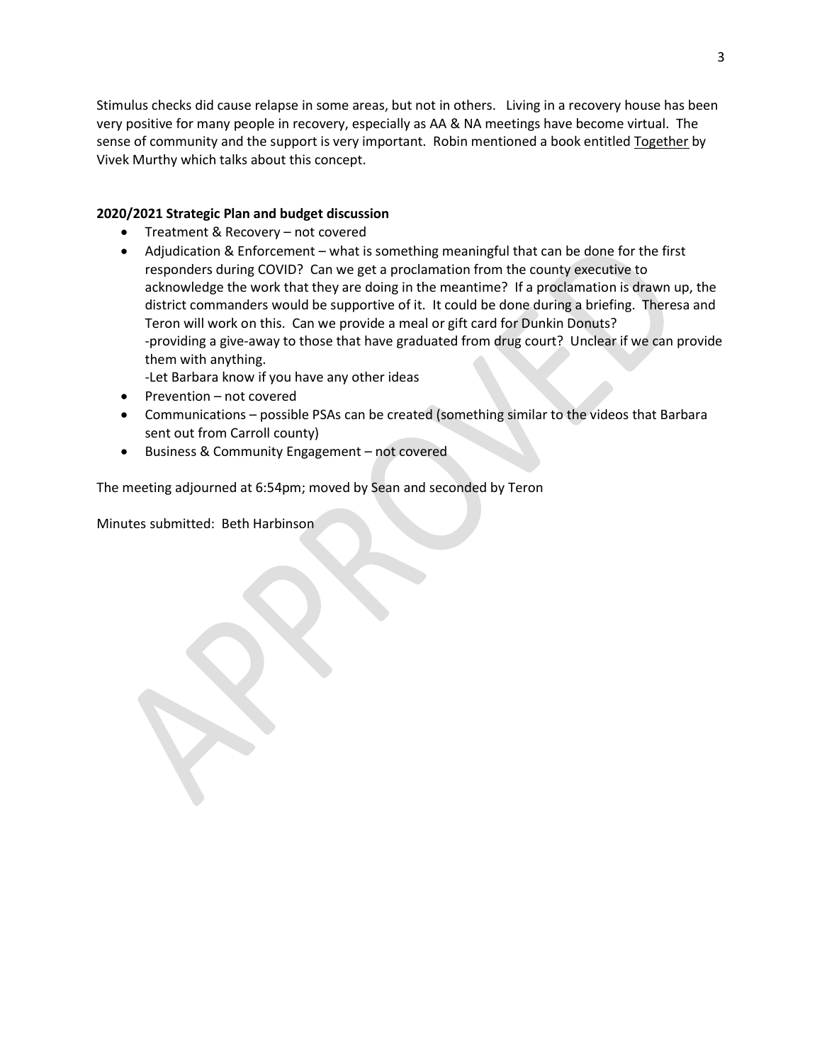Stimulus checks did cause relapse in some areas, but not in others. Living in a recovery house has been very positive for many people in recovery, especially as AA & NA meetings have become virtual. The sense of community and the support is very important. Robin mentioned a book entitled Together by Vivek Murthy which talks about this concept.

**2020/2021 Strategic Plan and budget discussion**

- Treatment & Recovery – not covered
- Adjudication & Enforcement – what is something meaningful that can be done for the first responders during COVID? Can we get a proclamation from the county executive to acknowledge the work that they are doing in the meantime? If a proclamation is drawn up, the district commanders would be supportive of it. It could be done during a briefing. Theresa and Teron will work on this. Can we provide a meal or gift card for Dunkin Donuts?
  -providing a give-away to those that have graduated from drug court? Unclear if we can provide them with anything.
  -Let Barbara know if you have any other ideas
- Prevention – not covered
- Communications – possible PSAs can be created (something similar to the videos that Barbara sent out from Carroll county)
- Business & Community Engagement – not covered

The meeting adjourned at 6:54pm; moved by Sean and seconded by Teron

Minutes submitted: Beth Harbinson